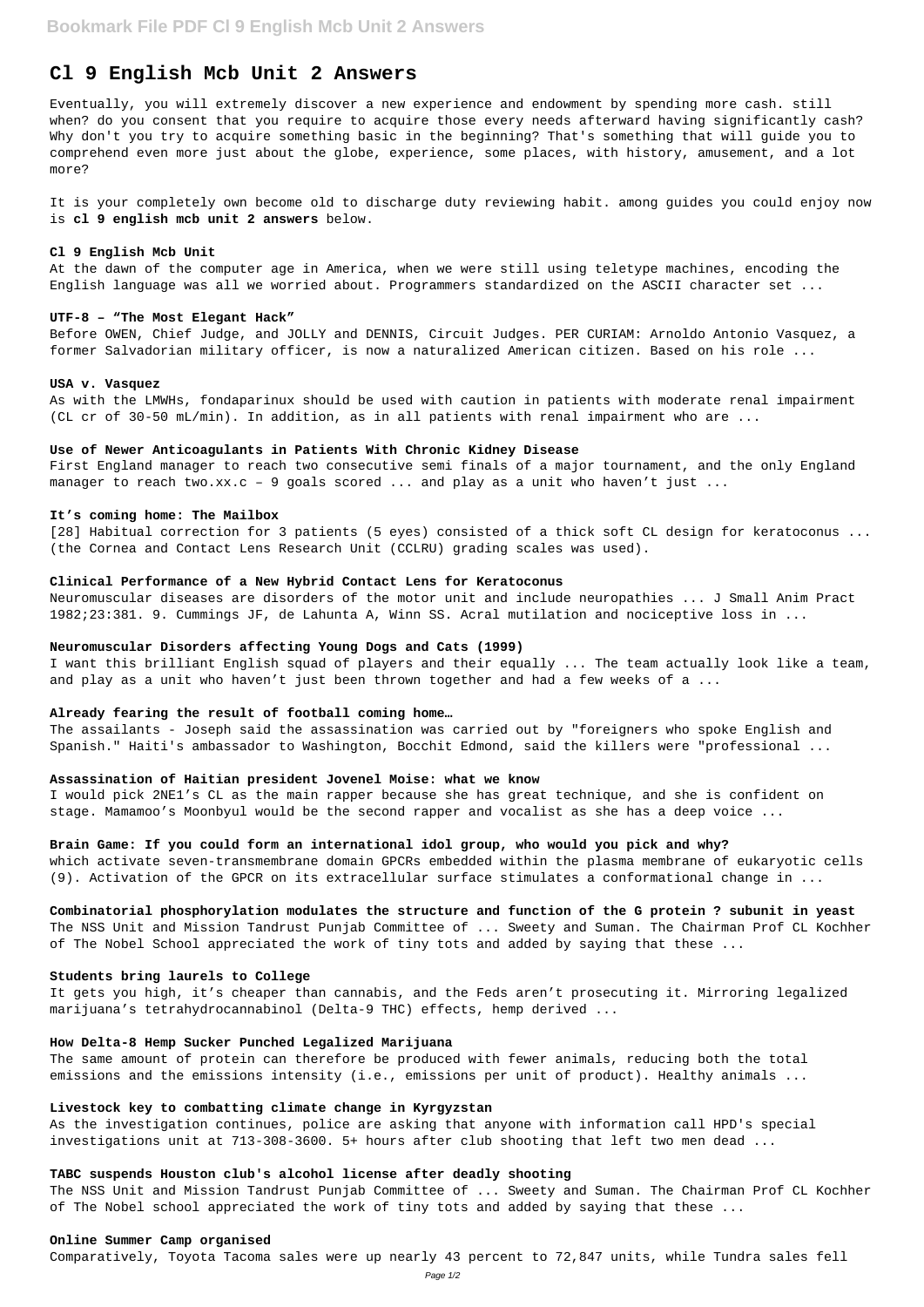# Cl 9 English Mcb Unit 2 Answers

Eventually, you will extremely discover a new experience and endowment by spending more cash. still when? do you consent that you require to acquire those every needs afterward having significantly cash? Why don't you try to acquire something basic in the beginning? That's something that will guide you to comprehend even more just about the globe, experience, some places, with history, amusement, and a lot more?

It is your completely own become old to discharge duty reviewing habit. among guides you could enjoy now is **cl 9 english mcb unit 2 answers** below.

### Cl 9 English Mcb Unit

At the dawn of the computer age in America, when we were still using teletype machines, encoding the English language was all we worried about. Programmers standardized on the ASCII character set ...

### UTF-8 – "The Most Elegant Hack"

Before OWEN, Chief Judge, and JOLLY and DENNIS, Circuit Judges. PER CURIAM: Arnoldo Antonio Vasquez, a former Salvadorian military officer, is now a naturalized American citizen. Based on his role ...

### USA v. Vasquez

As with the LMWHs, fondaparinux should be used with caution in patients with moderate renal impairment (CL cr of 30-50 mL/min). In addition, as in all patients with renal impairment who are ...

### Use of Newer Anticoagulants in Patients With Chronic Kidney Disease

First England manager to reach two consecutive semi finals of a major tournament, and the only England manager to reach two.xx.c – 9 goals scored ... and play as a unit who haven't just ...

### It's coming home: The Mailbox

[28] Habitual correction for 3 patients (5 eyes) consisted of a thick soft CL design for keratoconus ... (the Cornea and Contact Lens Research Unit (CCLRU) grading scales was used).

### Clinical Performance of a New Hybrid Contact Lens for Keratoconus

Neuromuscular diseases are disorders of the motor unit and include neuropathies ... J Small Anim Pract 1982;23:381. 9. Cummings JF, de Lahunta A, Winn SS. Acral mutilation and nociceptive loss in ...

### Neuromuscular Disorders affecting Young Dogs and Cats (1999)

I want this brilliant English squad of players and their equally ... The team actually look like a team, and play as a unit who haven't just been thrown together and had a few weeks of a ...

### Already fearing the result of football coming home…

The assailants - Joseph said the assassination was carried out by "foreigners who spoke English and Spanish." Haiti's ambassador to Washington, Bocchit Edmond, said the killers were "professional ...

### Assassination of Haitian president Jovenel Moise: what we know

I would pick 2NE1's CL as the main rapper because she has great technique, and she is confident on stage. Mamamoo's Moonbyul would be the second rapper and vocalist as she has a deep voice ...

### Brain Game: If you could form an international idol group, who would you pick and why?

which activate seven-transmembrane domain GPCRs embedded within the plasma membrane of eukaryotic cells (9). Activation of the GPCR on its extracellular surface stimulates a conformational change in ...

### Combinatorial phosphorylation modulates the structure and function of the G protein ? subunit in yeast

The NSS Unit and Mission Tandrust Punjab Committee of ... Sweety and Suman. The Chairman Prof CL Kochher of The Nobel School appreciated the work of tiny tots and added by saying that these ...

### Students bring laurels to College

It gets you high, it's cheaper than cannabis, and the Feds aren't prosecuting it. Mirroring legalized marijuana's tetrahydrocannabinol (Delta-9 THC) effects, hemp derived ...

### How Delta-8 Hemp Sucker Punched Legalized Marijuana

The same amount of protein can therefore be produced with fewer animals, reducing both the total emissions and the emissions intensity (i.e., emissions per unit of product). Healthy animals ...

### Livestock key to combatting climate change in Kyrgyzstan

As the investigation continues, police are asking that anyone with information call HPD's special investigations unit at 713-308-3600. 5+ hours after club shooting that left two men dead ...

### TABC suspends Houston club's alcohol license after deadly shooting

The NSS Unit and Mission Tandrust Punjab Committee of ... Sweety and Suman. The Chairman Prof CL Kochher of The Nobel school appreciated the work of tiny tots and added by saying that these ...

### Online Summer Camp organised

Comparatively, Toyota Tacoma sales were up nearly 43 percent to 72,847 units, while Tundra sales fell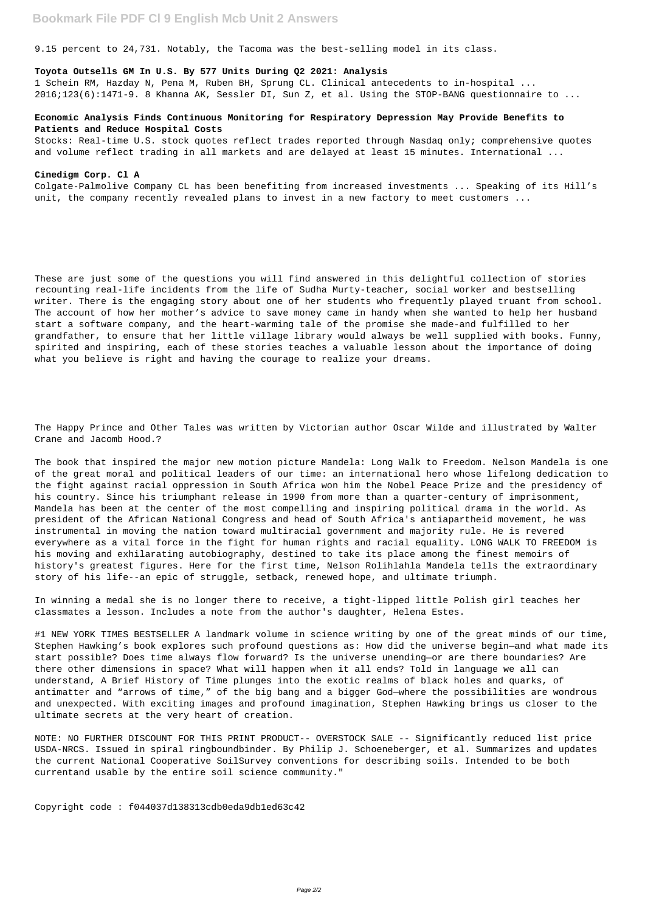9.15 percent to 24,731. Notably, the Tacoma was the best-selling model in its class.

**Toyota Outsells GM In U.S. By 577 Units During Q2 2021: Analysis**

1 Schein RM, Hazday N, Pena M, Ruben BH, Sprung CL. Clinical antecedents to in-hospital ... 2016;123(6):1471-9. 8 Khanna AK, Sessler DI, Sun Z, et al. Using the STOP-BANG questionnaire to ...

**Economic Analysis Finds Continuous Monitoring for Respiratory Depression May Provide Benefits to Patients and Reduce Hospital Costs**

Stocks: Real-time U.S. stock quotes reflect trades reported through Nasdaq only; comprehensive quotes and volume reflect trading in all markets and are delayed at least 15 minutes. International ...

**Cinedigm Corp. Cl A**

Colgate-Palmolive Company CL has been benefiting from increased investments ... Speaking of its Hill's unit, the company recently revealed plans to invest in a new factory to meet customers ...

These are just some of the questions you will find answered in this delightful collection of stories recounting real-life incidents from the life of Sudha Murty-teacher, social worker and bestselling writer. There is the engaging story about one of her students who frequently played truant from school. The account of how her mother's advice to save money came in handy when she wanted to help her husband start a software company, and the heart-warming tale of the promise she made-and fulfilled to her grandfather, to ensure that her little village library would always be well supplied with books. Funny, spirited and inspiring, each of these stories teaches a valuable lesson about the importance of doing what you believe is right and having the courage to realize your dreams.

The Happy Prince and Other Tales was written by Victorian author Oscar Wilde and illustrated by Walter Crane and Jacomb Hood.?

The book that inspired the major new motion picture Mandela: Long Walk to Freedom. Nelson Mandela is one of the great moral and political leaders of our time: an international hero whose lifelong dedication to the fight against racial oppression in South Africa won him the Nobel Peace Prize and the presidency of his country. Since his triumphant release in 1990 from more than a quarter-century of imprisonment, Mandela has been at the center of the most compelling and inspiring political drama in the world. As president of the African National Congress and head of South Africa's antiapartheid movement, he was instrumental in moving the nation toward multiracial government and majority rule. He is revered everywhere as a vital force in the fight for human rights and racial equality. LONG WALK TO FREEDOM is his moving and exhilarating autobiography, destined to take its place among the finest memoirs of history's greatest figures. Here for the first time, Nelson Rolihlahla Mandela tells the extraordinary story of his life--an epic of struggle, setback, renewed hope, and ultimate triumph.

In winning a medal she is no longer there to receive, a tight-lipped little Polish girl teaches her classmates a lesson. Includes a note from the author's daughter, Helena Estes.

#1 NEW YORK TIMES BESTSELLER A landmark volume in science writing by one of the great minds of our time, Stephen Hawking's book explores such profound questions as: How did the universe begin—and what made its start possible? Does time always flow forward? Is the universe unending—or are there boundaries? Are there other dimensions in space? What will happen when it all ends? Told in language we all can understand, A Brief History of Time plunges into the exotic realms of black holes and quarks, of antimatter and "arrows of time," of the big bang and a bigger God—where the possibilities are wondrous and unexpected. With exciting images and profound imagination, Stephen Hawking brings us closer to the ultimate secrets at the very heart of creation.

NOTE: NO FURTHER DISCOUNT FOR THIS PRINT PRODUCT-- OVERSTOCK SALE -- Significantly reduced list price USDA-NRCS. Issued in spiral ringboundbinder. By Philip J. Schoeneberger, et al. Summarizes and updates the current National Cooperative SoilSurvey conventions for describing soils. Intended to be both currentand usable by the entire soil science community."

Copyright code : f044037d138313cdb0eda9db1ed63c42